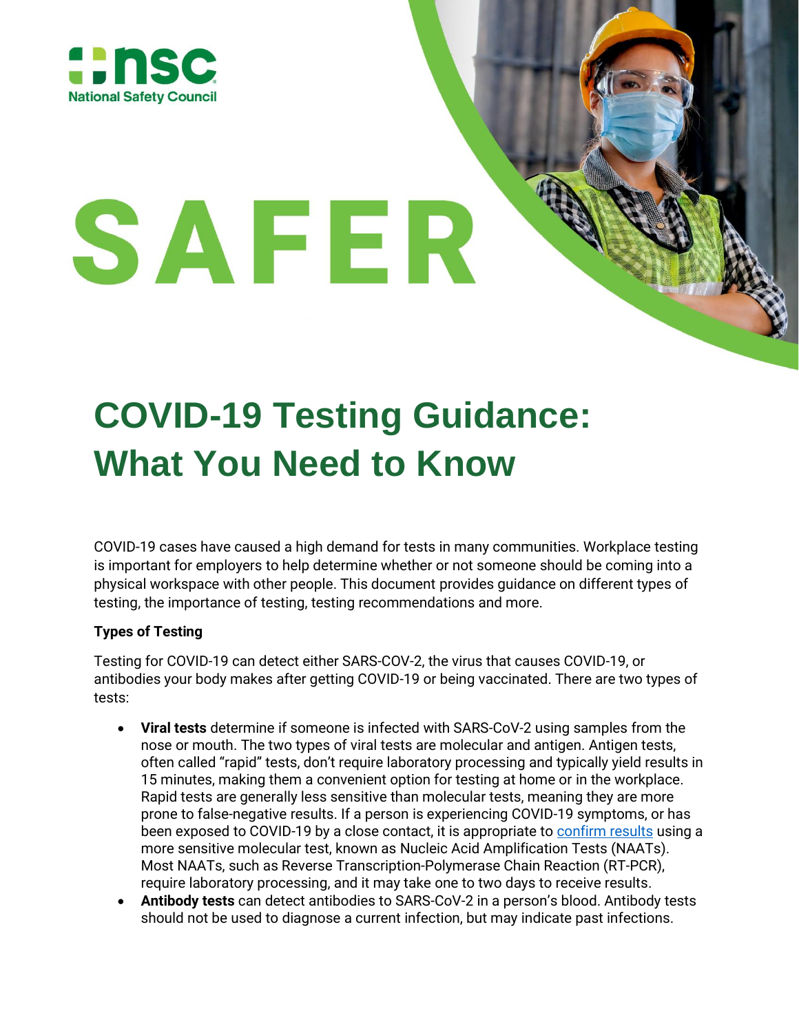nsc
National Safety Council

SAFER

# COVID-19 Testing Guidance: What You Need to Know

COVID-19 cases have caused a high demand for tests in many communities. Workplace testing is important for employers to help determine whether or not someone should be coming into a physical workspace with other people. This document provides guidance on different types of testing, the importance of testing, testing recommendations and more.

**Types of Testing**

Testing for COVID-19 can detect either SARS-COV-2, the virus that causes COVID-19, or antibodies your body makes after getting COVID-19 or being vaccinated. There are two types of tests:

- **Viral tests** determine if someone is infected with SARS-CoV-2 using samples from the nose or mouth. The two types of viral tests are molecular and antigen. Antigen tests, often called "rapid" tests, don't require laboratory processing and typically yield results in 15 minutes, making them a convenient option for testing at home or in the workplace. Rapid tests are generally less sensitive than molecular tests, meaning they are more prone to false-negative results. If a person is experiencing COVID-19 symptoms, or has been exposed to COVID-19 by a close contact, it is appropriate to confirm results using a more sensitive molecular test, known as Nucleic Acid Amplification Tests (NAATs). Most NAATs, such as Reverse Transcription-Polymerase Chain Reaction (RT-PCR), require laboratory processing, and it may take one to two days to receive results.
- **Antibody tests** can detect antibodies to SARS-CoV-2 in a person's blood. Antibody tests should not be used to diagnose a current infection, but may indicate past infections.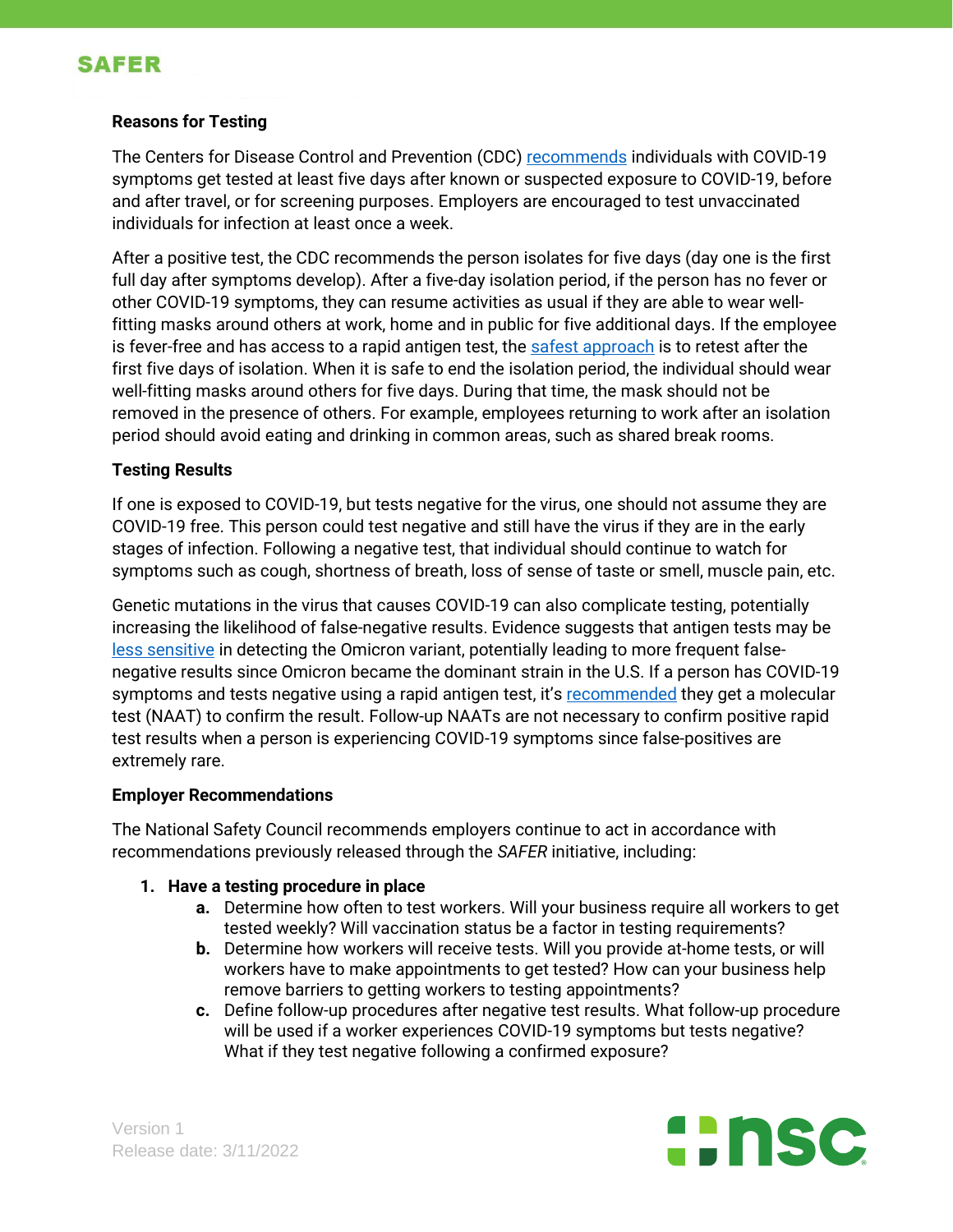**Reasons for Testing**

The Centers for Disease Control and Prevention (CDC) recommends individuals with COVID-19 symptoms get tested at least five days after known or suspected exposure to COVID-19, before and after travel, or for screening purposes. Employers are encouraged to test unvaccinated individuals for infection at least once a week.

After a positive test, the CDC recommends the person isolates for five days (day one is the first full day after symptoms develop). After a five-day isolation period, if the person has no fever or other COVID-19 symptoms, they can resume activities as usual if they are able to wear well-fitting masks around others at work, home and in public for five additional days. If the employee is fever-free and has access to a rapid antigen test, the safest approach is to retest after the first five days of isolation. When it is safe to end the isolation period, the individual should wear well-fitting masks around others for five days. During that time, the mask should not be removed in the presence of others. For example, employees returning to work after an isolation period should avoid eating and drinking in common areas, such as shared break rooms.

**Testing Results**

If one is exposed to COVID-19, but tests negative for the virus, one should not assume they are COVID-19 free. This person could test negative and still have the virus if they are in the early stages of infection. Following a negative test, that individual should continue to watch for symptoms such as cough, shortness of breath, loss of sense of taste or smell, muscle pain, etc.

Genetic mutations in the virus that causes COVID-19 can also complicate testing, potentially increasing the likelihood of false-negative results. Evidence suggests that antigen tests may be less sensitive in detecting the Omicron variant, potentially leading to more frequent false-negative results since Omicron became the dominant strain in the U.S. If a person has COVID-19 symptoms and tests negative using a rapid antigen test, it's recommended they get a molecular test (NAAT) to confirm the result. Follow-up NAATs are not necessary to confirm positive rapid test results when a person is experiencing COVID-19 symptoms since false-positives are extremely rare.

**Employer Recommendations**

The National Safety Council recommends employers continue to act in accordance with recommendations previously released through the *SAFER* initiative, including:

1. **Have a testing procedure in place**
   a. Determine how often to test workers. Will your business require all workers to get tested weekly? Will vaccination status be a factor in testing requirements?
   b. Determine how workers will receive tests. Will you provide at-home tests, or will workers have to make appointments to get tested? How can your business help remove barriers to getting workers to testing appointments?
   c. Define follow-up procedures after negative test results. What follow-up procedure will be used if a worker experiences COVID-19 symptoms but tests negative? What if they test negative following a confirmed exposure?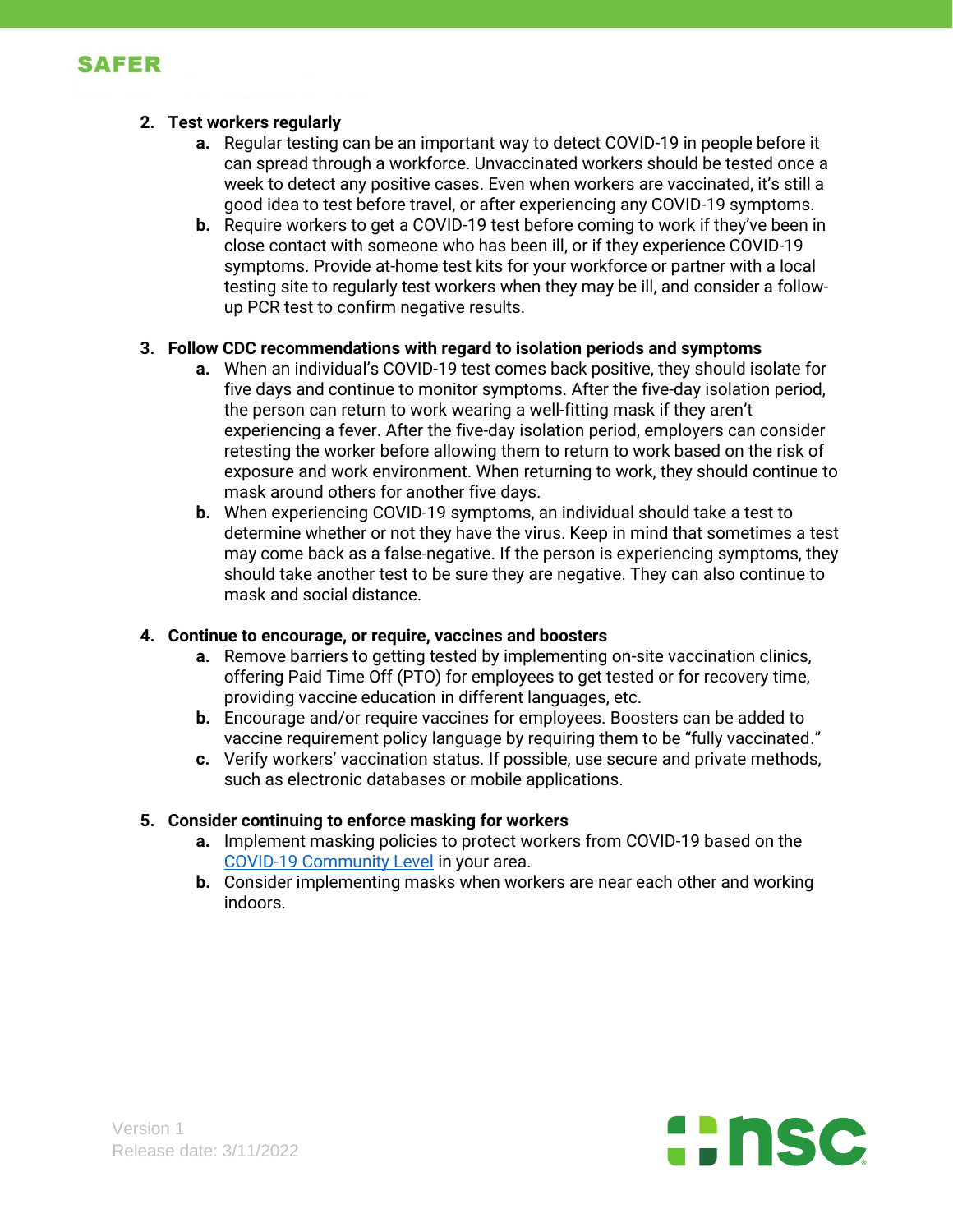2. **Test workers regularly**
    - **a.** Regular testing can be an important way to detect COVID-19 in people before it can spread through a workforce. Unvaccinated workers should be tested once a week to detect any positive cases. Even when workers are vaccinated, it's still a good idea to test before travel, or after experiencing any COVID-19 symptoms.
    - **b.** Require workers to get a COVID-19 test before coming to work if they've been in close contact with someone who has been ill, or if they experience COVID-19 symptoms. Provide at-home test kits for your workforce or partner with a local testing site to regularly test workers when they may be ill, and consider a follow-up PCR test to confirm negative results.

3. **Follow CDC recommendations with regard to isolation periods and symptoms**
    - **a.** When an individual's COVID-19 test comes back positive, they should isolate for five days and continue to monitor symptoms. After the five-day isolation period, the person can return to work wearing a well-fitting mask if they aren't experiencing a fever. After the five-day isolation period, employers can consider retesting the worker before allowing them to return to work based on the risk of exposure and work environment. When returning to work, they should continue to mask around others for another five days.
    - **b.** When experiencing COVID-19 symptoms, an individual should take a test to determine whether or not they have the virus. Keep in mind that sometimes a test may come back as a false-negative. If the person is experiencing symptoms, they should take another test to be sure they are negative. They can also continue to mask and social distance.

4. **Continue to encourage, or require, vaccines and boosters**
    - **a.** Remove barriers to getting tested by implementing on-site vaccination clinics, offering Paid Time Off (PTO) for employees to get tested or for recovery time, providing vaccine education in different languages, etc.
    - **b.** Encourage and/or require vaccines for employees. Boosters can be added to vaccine requirement policy language by requiring them to be "fully vaccinated."
    - **c.** Verify workers' vaccination status. If possible, use secure and private methods, such as electronic databases or mobile applications.

5. **Consider continuing to enforce masking for workers**
    - **a.** Implement masking policies to protect workers from COVID-19 based on the COVID-19 Community Level in your area.
    - **b.** Consider implementing masks when workers are near each other and working indoors.

Version 1
Release date: 3/11/2022